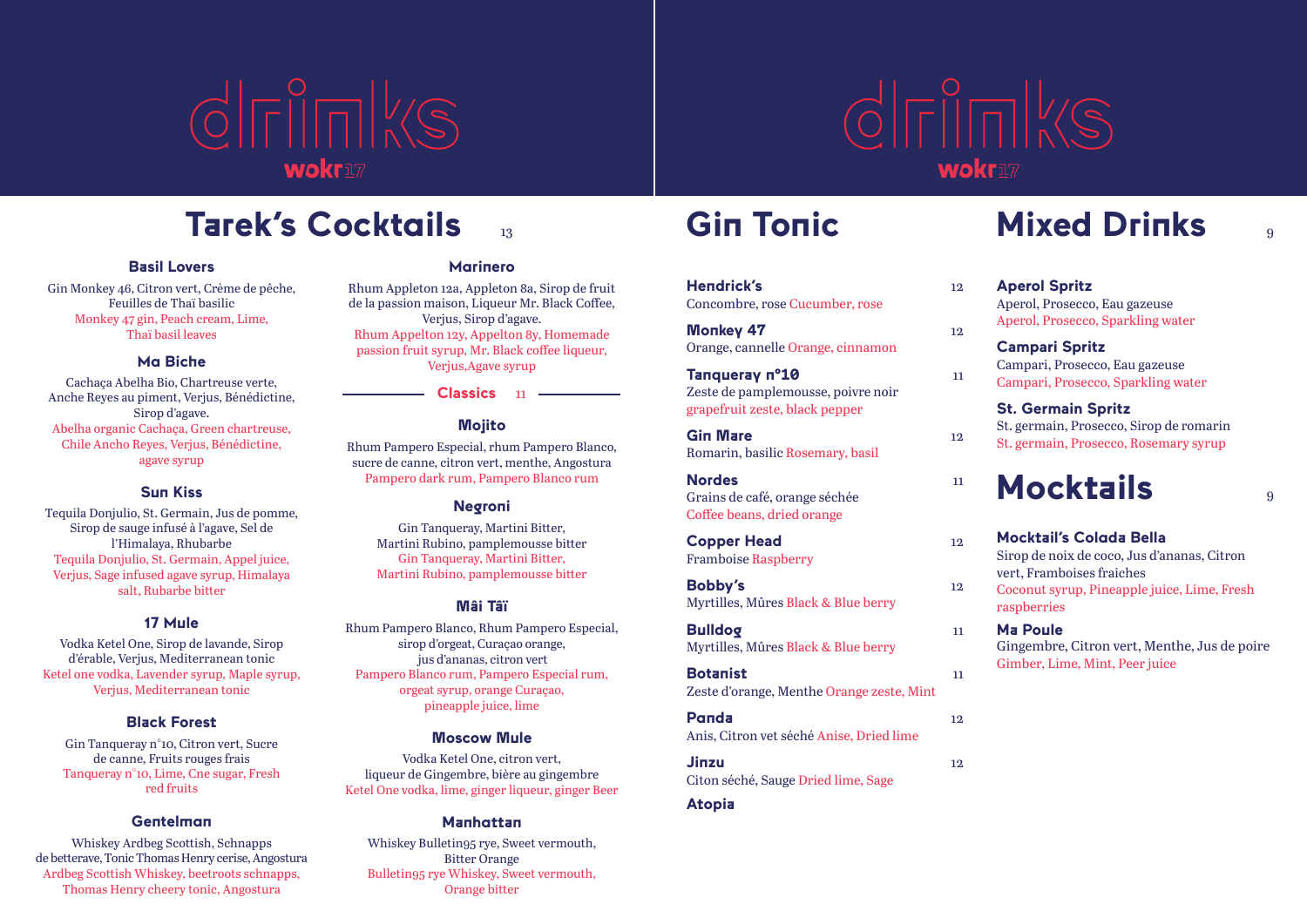# drinks wokr17

## Tarek's Cocktails 13

### Basil Lovers

Gin Monkey 46, Citron vert, Crème de pêche, Feuilles de Thaï basilic
Monkey 47 gin, Peach cream, Lime, Thaï basil leaves

### Ma Biche

Cachaça Abelha Bio, Chartreuse verte, Anche Reyes au piment, Verjus, Bénédictine, Sirop d'agave.
Abelha organic Cachaça, Green chartreuse, Chile Ancho Reyes, Verjus, Bénédictine, agave syrup

### Sun Kiss

Tequila Donjulio, St. Germain, Jus de pomme, Sirop de sauge infusé à l'agave, Sel de l'Himalaya, Rhubarbe
Tequila Donjulio, St. Germain, Appel juice, Verjus, Sage infused agave syrup, Himalaya salt, Rubarbe bitter

### 17 Mule

Vodka Ketel One, Sirop de lavande, Sirop d'érable, Verjus, Mediterranean tonic
Ketel one vodka, Lavender syrup, Maple syrup, Verjus, Mediterranean tonic

### Black Forest

Gin Tanqueray n°10, Citron vert, Sucre de canne, Fruits rouges frais
Tanqueray n°10, Lime, Cne sugar, Fresh red fruits

### Gentelman

Whiskey Ardbeg Scottish, Schnapps de betterave, Tonic Thomas Henry cerise, Angostura
Ardbeg Scottish Whiskey, beetroots schnapps, Thomas Henry cheery tonic, Angostura

### Marinero

Rhum Appleton 12a, Appleton 8a, Sirop de fruit de la passion maison, Liqueur Mr. Black Coffee, Verjus, Sirop d'agave.
Rhum Appelton 12y, Appelton 8y, Homemade passion fruit syrup, Mr. Black coffee liqueur, Verjus,Agave syrup

## Classics 11

### Mojito

Rhum Pampero Especial, rhum Pampero Blanco, sucre de canne, citron vert, menthe, Angostura
Pampero dark rum, Pampero Blanco rum

### Negroni

Gin Tanqueray, Martini Bitter, Martini Rubino, pamplemousse bitter
Gin Tanqueray, Martini Bitter, Martini Rubino, pamplemousse bitter

### Mâi Tâï

Rhum Pampero Blanco, Rhum Pampero Especial, sirop d'orgeat, Curaçao orange, jus d'ananas, citron vert
Pampero Blanco rum, Pampero Especial rum, orgeat syrup, orange Curaçao, pineapple juice, lime

### Moscow Mule

Vodka Ketel One, citron vert, liqueur de Gingembre, bière au gingembre
Ketel One vodka, lime, ginger liqueur, ginger Beer

### Manhattan

Whiskey Bulleting95 rye, Sweet vermouth, Bitter Orange
Bulleting95 rye Whiskey, Sweet vermouth, Orange bitter

# drinks wokr17

## Gin Tonic

### Hendrick's — 12

Concombre, rose Cucumber, rose

### Monkey 47 — 12

Orange, cannelle Orange, cinnamon

### Tanqueray n°10 — 11

Zeste de pamplemousse, poivre noir grapefruit zeste, black pepper

### Gin Mare — 12

Romarin, basilic Rosemary, basil

### Nordes — 11

Grains de café, orange séchée Coffee beans, dried orange

### Copper Head — 12

Framboise Raspberry

### Bobby's — 12

Myrtilles, Mûres Black & Blue berry

### Bulldog — 11

Myrtilles, Mûres Black & Blue berry

### Botanist — 11

Zeste d'orange, Menthe Orange zeste, Mint

### Panda — 12

Anis, Citron vet séché Anise, Dried lime

### Jinzu — 12

Citon séché, Sauge Dried lime, Sage

### Atopia

## Mixed Drinks 9

### Aperol Spritz

Aperol, Prosecco, Eau gazeuse
Aperol, Prosecco, Sparkling water

### Campari Spritz

Campari, Prosecco, Eau gazeuse
Campari, Prosecco, Sparkling water

### St. Germain Spritz

St. germain, Prosecco, Sirop de romarin
St. germain, Prosecco, Rosemary syrup

## Mocktails 9

### Mocktail's Colada Bella

Sirop de noix de coco, Jus d'ananas, Citron vert, Framboises fraiches
Coconut syrup, Pineapple juice, Lime, Fresh raspberries

### Ma Poule

Gingembre, Citron vert, Menthe, Jus de poire
Gimber, Lime, Mint, Peer juice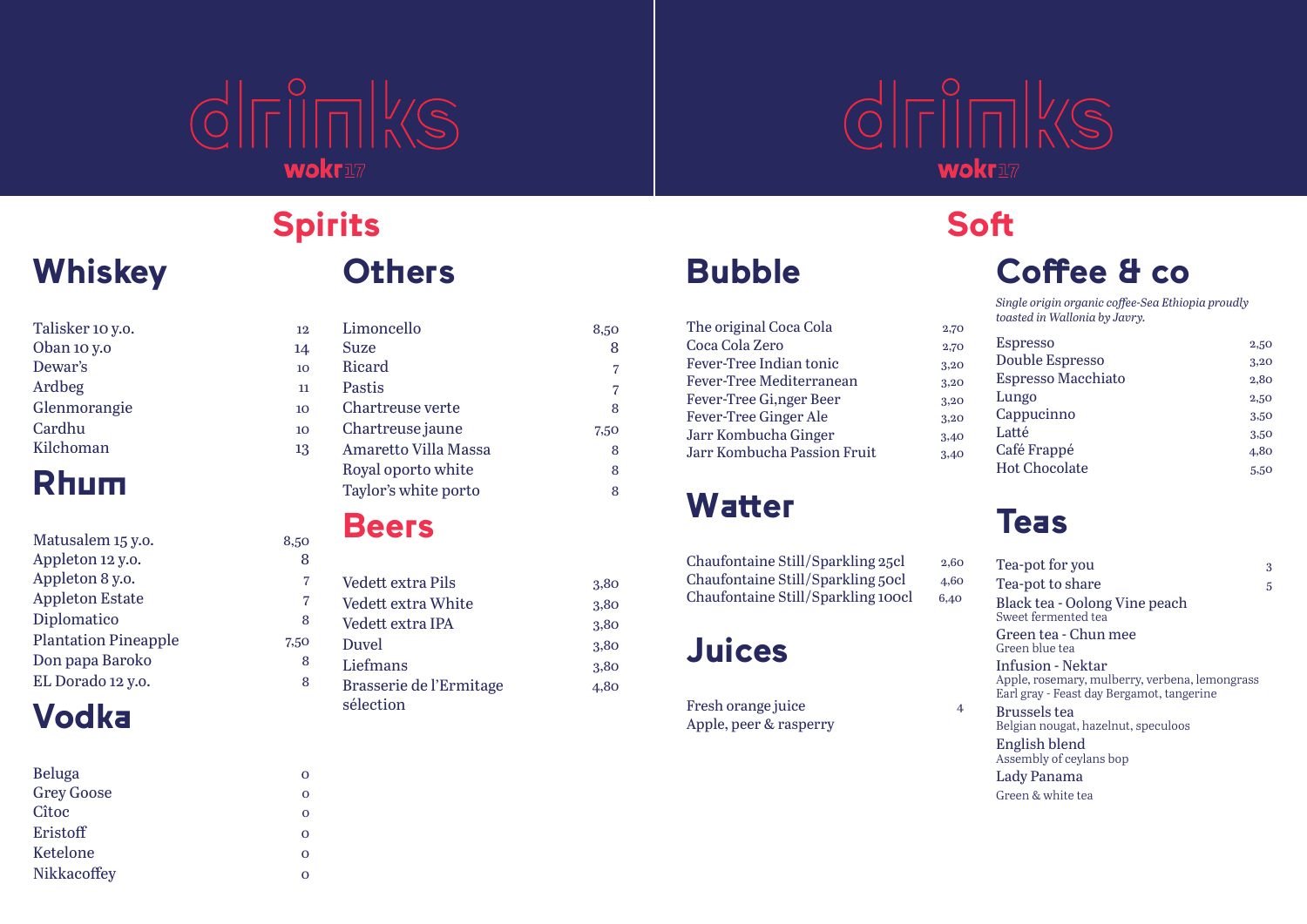# drinks

wokr17

## Spirits

### Whiskey

| | |
|---|---|
| Talisker 10 y.o. | 12 |
| Oban 10 y.o | 14 |
| Dewar's | 10 |
| Ardbeg | 11 |
| Glenmorangie | 10 |
| Cardhu | 10 |
| Kilchoman | 13 |

### Rhum

| | |
|---|---|
| Matusalem 15 y.o. | 8,50 |
| Appleton 12 y.o. | 8 |
| Appleton 8 y.o. | 7 |
| Appleton Estate | 7 |
| Diplomatico | 8 |
| Plantation Pineapple | 7,50 |
| Don papa Baroko | 8 |
| EL Dorado 12 y.o. | 8 |

### Vodka

| | |
|---|---|
| Beluga | 0 |
| Grey Goose | 0 |
| Cîtoc | 0 |
| Eristoff | 0 |
| Ketelone | 0 |
| Nikkacoffey | 0 |

### Others

| | |
|---|---|
| Limoncello | 8,50 |
| Suze | 8 |
| Ricard | 7 |
| Pastis | 7 |
| Chartreuse verte | 8 |
| Chartreuse jaune | 7,50 |
| Amaretto Villa Massa | 8 |
| Royal oporto white | 8 |
| Taylor's white porto | 8 |

## Beers

| | |
|---|---|
| Vedett extra Pils | 3,80 |
| Vedett extra White | 3,80 |
| Vedett extra IPA | 3,80 |
| Duvel | 3,80 |
| Liefmans | 3,80 |
| Brasserie de l'Ermitage sélection | 4,80 |

# drinks

wokr17

## Soft

### Bubble

| | |
|---|---|
| The original Coca Cola | 2,70 |
| Coca Cola Zero | 2,70 |
| Fever-Tree Indian tonic | 3,20 |
| Fever-Tree Mediterranean | 3,20 |
| Fever-Tree Gi,nger Beer | 3,20 |
| Fever-Tree Ginger Ale | 3,20 |
| Jarr Kombucha Ginger | 3,40 |
| Jarr Kombucha Passion Fruit | 3,40 |

### Watter

| | |
|---|---|
| Chaufontaine Still/Sparkling 25cl | 2,60 |
| Chaufontaine Still/Sparkling 50cl | 4,60 |
| Chaufontaine Still/Sparkling 100cl | 6,40 |

### Juices

| | |
|---|---|
| Fresh orange juice | 4 |
| Apple, peer & rasperry | |

### Coffee & co

*Single origin organic coffee-Sea Ethiopia proudly toasted in Wallonia by Javry.*

| | |
|---|---|
| Espresso | 2,50 |
| Double Espresso | 3,20 |
| Espresso Macchiato | 2,80 |
| Lungo | 2,50 |
| Cappucinno | 3,50 |
| Latté | 3,50 |
| Café Frappé | 4,80 |
| Hot Chocolate | 5,50 |

### Teas

| | |
|---|---|
| Tea-pot for you | 3 |
| Tea-pot to share | 5 |

Black tea - Oolong Vine peach
Sweet fermented tea

Green tea - Chun mee
Green blue tea

Infusion - Nektar
Apple, rosemary, mulberry, verbena, lemongrass
Earl gray - Feast day Bergamot, tangerine

Brussels tea
Belgian nougat, hazelnut, speculoos

English blend
Assembly of ceylans bop

Lady Panama
Green & white tea